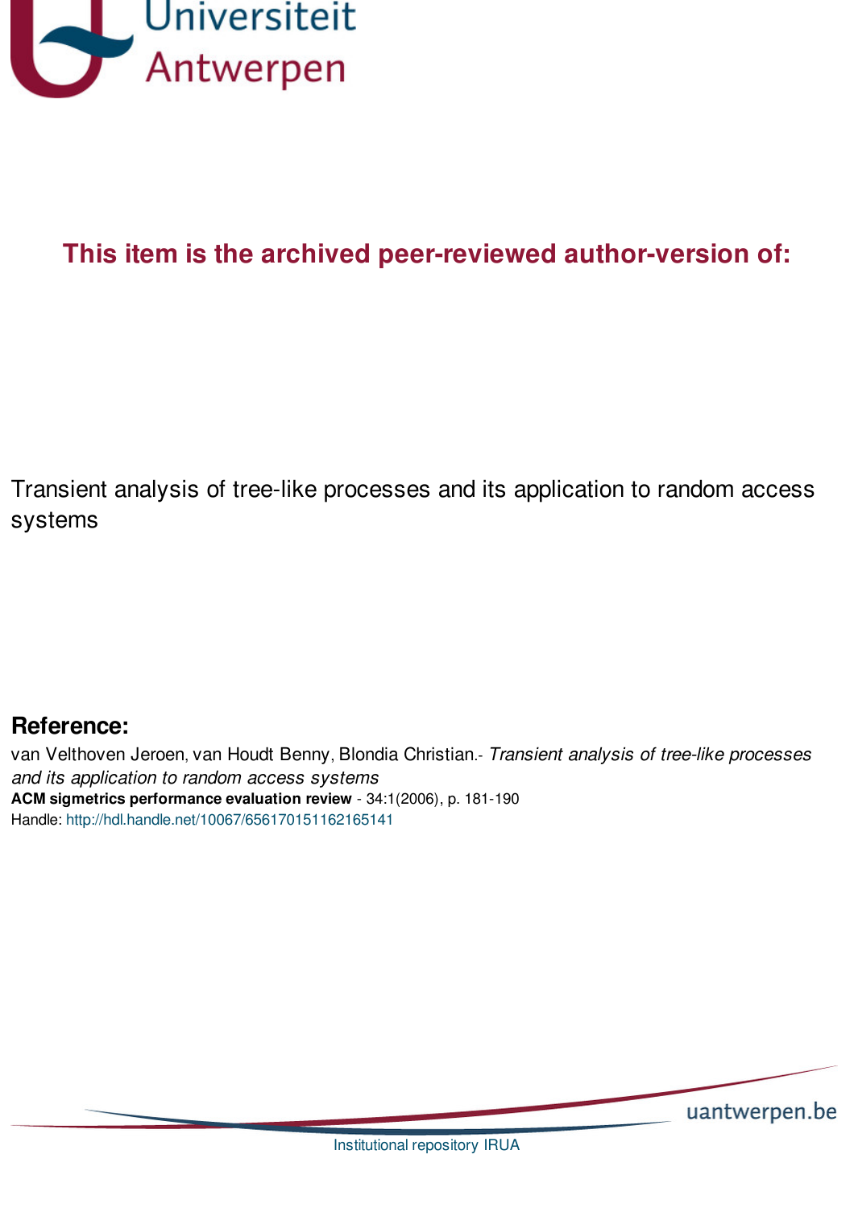Universiteit Antwerpen

**This item is the archived peer-reviewed author-version of:**

Transient analysis of tree-like processes and its application to random access systems

## Reference:

van Velthoven Jeroen, van Houdt Benny, Blondia Christian.- *Transient analysis of tree-like processes and its application to random access systems*
**ACM sigmetrics performance evaluation review** - 34:1(2006), p. 181-190
Handle: http://hdl.handle.net/10067/656170151162165141

uantwerpen.be

Institutional repository IRUA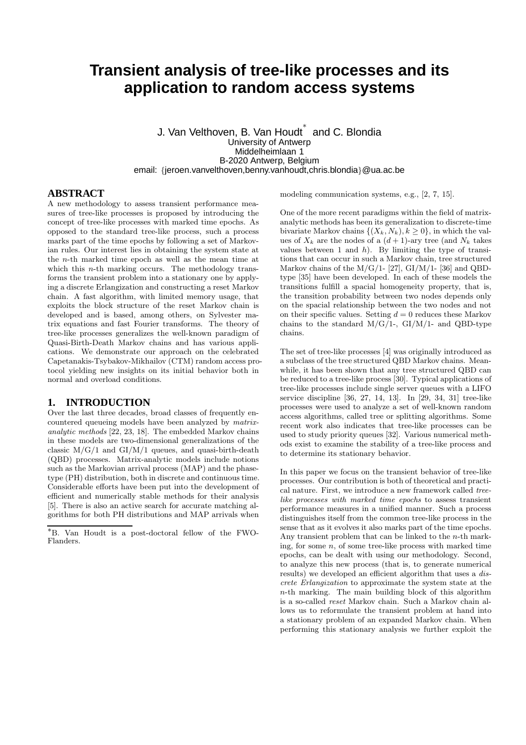# Transient analysis of tree-like processes and its application to random access systems

J. Van Velthoven, B. Van Houdt* and C. Blondia
University of Antwerp
Middelheimlaan 1
B-2020 Antwerp, Belgium
email: {jeroen.vanvelthoven,benny.vanhoudt,chris.blondia}@ua.ac.be

## ABSTRACT

A new methodology to assess transient performance measures of tree-like processes is proposed by introducing the concept of tree-like processes with marked time epochs. As opposed to the standard tree-like process, such a process marks part of the time epochs by following a set of Markovian rules. Our interest lies in obtaining the system state at the $n$-th marked time epoch as well as the mean time at which this $n$-th marking occurs. The methodology transforms the transient problem into a stationary one by applying a discrete Erlangization and constructing a reset Markov chain. A fast algorithm, with limited memory usage, that exploits the block structure of the reset Markov chain is developed and is based, among others, on Sylvester matrix equations and fast Fourier transforms. The theory of tree-like processes generalizes the well-known paradigm of Quasi-Birth-Death Markov chains and has various applications. We demonstrate our approach on the celebrated Capetanakis-Tsybakov-Mikhailov (CTM) random access protocol yielding new insights on its initial behavior both in normal and overload conditions.

## 1. INTRODUCTION

Over the last three decades, broad classes of frequently encountered queueing models have been analyzed by *matrix-analytic methods* [22, 23, 18]. The embedded Markov chains in these models are two-dimensional generalizations of the classic M/G/1 and GI/M/1 queues, and quasi-birth-death (QBD) processes. Matrix-analytic models include notions such as the Markovian arrival process (MAP) and the phase-type (PH) distribution, both in discrete and continuous time. Considerable efforts have been put into the development of efficient and numerically stable methods for their analysis [5]. There is also an active search for accurate matching algorithms for both PH distributions and MAP arrivals when modeling communication systems, e.g., [2, 7, 15].

One of the more recent paradigms within the field of matrix-analytic methods has been its generalization to discrete-time bivariate Markov chains $\{(X_k, N_k), k \geq 0\}$, in which the values of $X_k$ are the nodes of a $(d+1)$-ary tree (and $N_k$ takes values between 1 and $h$). By limiting the type of transitions that can occur in such a Markov chain, tree structured Markov chains of the M/G/1- [27], GI/M/1- [36] and QBD-type [35] have been developed. In each of these models the transitions fulfill a spacial homogeneity property, that is, the transition probability between two nodes depends only on the spacial relationship between the two nodes and not on their specific values. Setting $d = 0$ reduces these Markov chains to the standard M/G/1-, GI/M/1- and QBD-type chains.

The set of tree-like processes [4] was originally introduced as a subclass of the tree structured QBD Markov chains. Meanwhile, it has been shown that any tree structured QBD can be reduced to a tree-like process [30]. Typical applications of tree-like processes include single server queues with a LIFO service discipline [36, 27, 14, 13]. In [29, 34, 31] tree-like processes were used to analyze a set of well-known random access algorithms, called tree or splitting algorithms. Some recent work also indicates that tree-like processes can be used to study priority queues [32]. Various numerical methods exist to examine the stability of a tree-like process and to determine its stationary behavior.

In this paper we focus on the transient behavior of tree-like processes. Our contribution is both of theoretical and practical nature. First, we introduce a new framework called *tree-like processes with marked time epochs* to assess transient performance measures in a unified manner. Such a process distinguishes itself from the common tree-like process in the sense that as it evolves it also marks part of the time epochs. Any transient problem that can be linked to the $n$-th marking, for some $n$, of some tree-like process with marked time epochs, can be dealt with using our methodology. Second, to analyze this new process (that is, to generate numerical results) we developed an efficient algorithm that uses a *discrete Erlangization* to approximate the system state at the $n$-th marking. The main building block of this algorithm is a so-called *reset* Markov chain. Such a Markov chain allows us to reformulate the transient problem at hand into a stationary problem of an expanded Markov chain. When performing this stationary analysis we further exploit the

*B. Van Houdt is a post-doctoral fellow of the FWO-Flanders.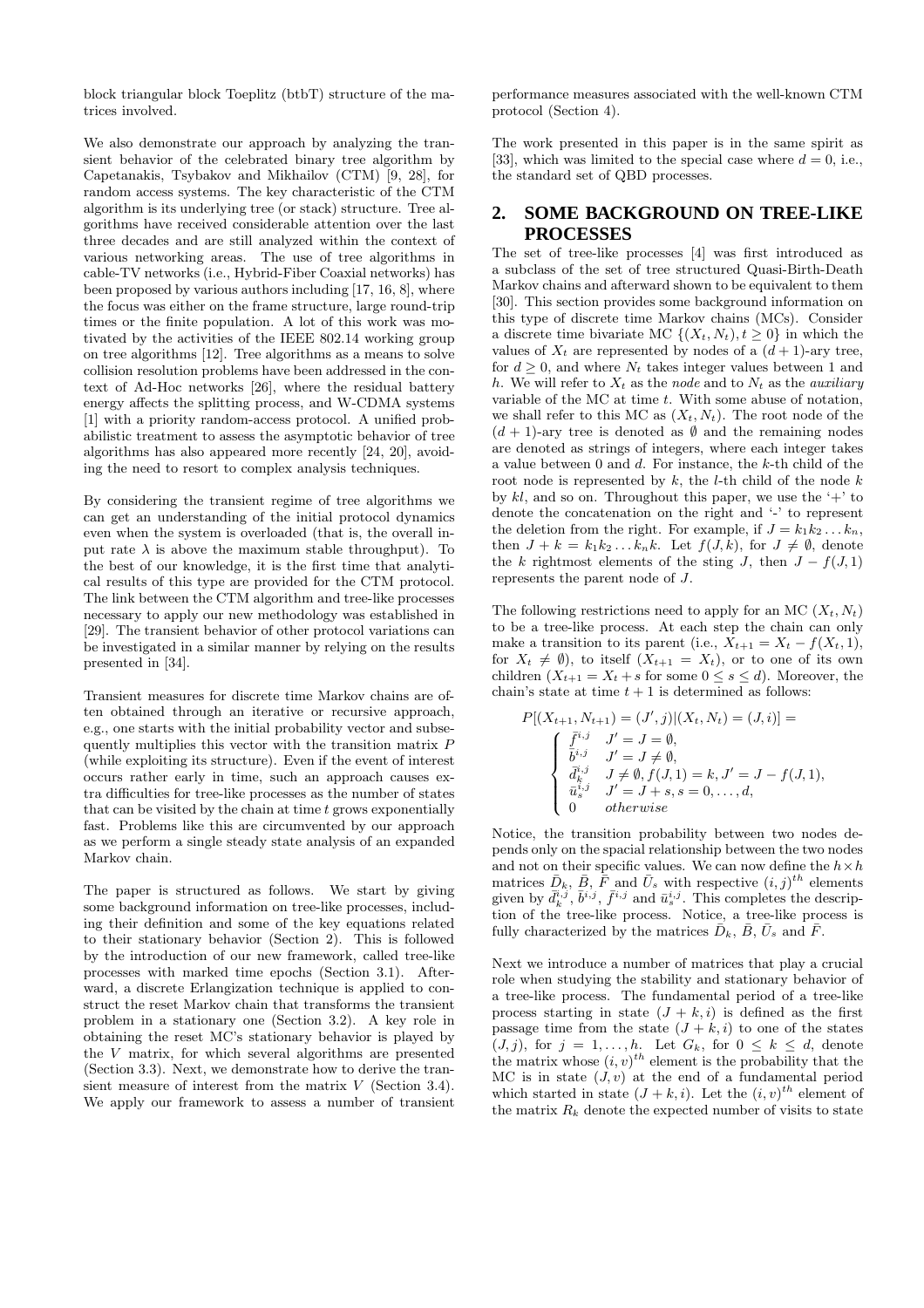block triangular block Toeplitz (btbT) structure of the matrices involved.

We also demonstrate our approach by analyzing the transient behavior of the celebrated binary tree algorithm by Capetanakis, Tsybakov and Mikhailov (CTM) [9, 28], for random access systems. The key characteristic of the CTM algorithm is its underlying tree (or stack) structure. Tree algorithms have received considerable attention over the last three decades and are still analyzed within the context of various networking areas. The use of tree algorithms in cable-TV networks (i.e., Hybrid-Fiber Coaxial networks) has been proposed by various authors including [17, 16, 8], where the focus was either on the frame structure, large round-trip times or the finite population. A lot of this work was motivated by the activities of the IEEE 802.14 working group on tree algorithms [12]. Tree algorithms as a means to solve collision resolution problems have been addressed in the context of Ad-Hoc networks [26], where the residual battery energy affects the splitting process, and W-CDMA systems [1] with a priority random-access protocol. A unified probabilistic treatment to assess the asymptotic behavior of tree algorithms has also appeared more recently [24, 20], avoiding the need to resort to complex analysis techniques.

By considering the transient regime of tree algorithms we can get an understanding of the initial protocol dynamics even when the system is overloaded (that is, the overall input rate $\lambda$ is above the maximum stable throughput). To the best of our knowledge, it is the first time that analytical results of this type are provided for the CTM protocol. The link between the CTM algorithm and tree-like processes necessary to apply our new methodology was established in [29]. The transient behavior of other protocol variations can be investigated in a similar manner by relying on the results presented in [34].

Transient measures for discrete time Markov chains are often obtained through an iterative or recursive approach, e.g., one starts with the initial probability vector and subsequently multiplies this vector with the transition matrix $P$ (while exploiting its structure). Even if the event of interest occurs rather early in time, such an approach causes extra difficulties for tree-like processes as the number of states that can be visited by the chain at time $t$ grows exponentially fast. Problems like this are circumvented by our approach as we perform a single steady state analysis of an expanded Markov chain.

The paper is structured as follows. We start by giving some background information on tree-like processes, including their definition and some of the key equations related to their stationary behavior (Section 2). This is followed by the introduction of our new framework, called tree-like processes with marked time epochs (Section 3.1). Afterward, a discrete Erlangization technique is applied to construct the reset Markov chain that transforms the transient problem in a stationary one (Section 3.2). A key role in obtaining the reset MC's stationary behavior is played by the $V$ matrix, for which several algorithms are presented (Section 3.3). Next, we demonstrate how to derive the transient measure of interest from the matrix $V$ (Section 3.4). We apply our framework to assess a number of transient performance measures associated with the well-known CTM protocol (Section 4).

The work presented in this paper is in the same spirit as [33], which was limited to the special case where $d = 0$, i.e., the standard set of QBD processes.

## 2. SOME BACKGROUND ON TREE-LIKE PROCESSES

The set of tree-like processes [4] was first introduced as a subclass of the set of tree structured Quasi-Birth-Death Markov chains and afterward shown to be equivalent to them [30]. This section provides some background information on this type of discrete time Markov chains (MCs). Consider a discrete time bivariate MC $\{(X_t, N_t), t \geq 0\}$ in which the values of $X_t$ are represented by nodes of a $(d+1)$-ary tree, for $d \geq 0$, and where $N_t$ takes integer values between 1 and $h$. We will refer to $X_t$ as the *node* and to $N_t$ as the *auxiliary* variable of the MC at time $t$. With some abuse of notation, we shall refer to this MC as $(X_t, N_t)$. The root node of the $(d+1)$-ary tree is denoted as $\emptyset$ and the remaining nodes are denoted as strings of integers, where each integer takes a value between 0 and $d$. For instance, the $k$-th child of the root node is represented by $k$, the $l$-th child of the node $k$ by $kl$, and so on. Throughout this paper, we use the '+' to denote the concatenation on the right and '-' to represent the deletion from the right. For example, if $J = k_1 k_2 \ldots k_n$, then $J + k = k_1 k_2 \ldots k_n k$. Let $f(J, k)$, for $J \neq \emptyset$, denote the $k$ rightmost elements of the sting $J$, then $J - f(J, 1)$ represents the parent node of $J$.

The following restrictions need to apply for an MC $(X_t, N_t)$ to be a tree-like process. At each step the chain can only make a transition to its parent (i.e., $X_{t+1} = X_t - f(X_t, 1)$, for $X_t \neq \emptyset$), to itself ($X_{t+1} = X_t$), or to one of its own children ($X_{t+1} = X_t + s$ for some $0 \leq s \leq d$). Moreover, the chain's state at time $t+1$ is determined as follows:

$$P[(X_{t+1}, N_{t+1}) = (J', j) | (X_t, N_t) = (J, i)] = \begin{cases} \bar{f}^{i,j} & J' = J = \emptyset, \\ \bar{b}^{i,j} & J' = J \neq \emptyset, \\ \bar{d}_k^{i,j} & J \neq \emptyset, f(J,1) = k, J' = J - f(J,1), \\ \bar{u}_s^{i,j} & J' = J + s, s = 0, \ldots, d, \\ 0 & otherwise \end{cases}$$

Notice, the transition probability between two nodes depends only on the spacial relationship between the two nodes and not on their specific values. We can now define the $h \times h$ matrices $\bar{D}_k$, $\bar{B}$, $\bar{F}$ and $\bar{U}_s$ with respective $(i,j)^{th}$ elements given by $\bar{d}_k^{i,j}$, $\bar{b}^{i,j}$, $\bar{f}^{i,j}$ and $\bar{u}_s^{i,j}$. This completes the description of the tree-like process. Notice, a tree-like process is fully characterized by the matrices $\bar{D}_k$, $\bar{B}$, $\bar{U}_s$ and $\bar{F}$.

Next we introduce a number of matrices that play a crucial role when studying the stability and stationary behavior of a tree-like process. The fundamental period of a tree-like process starting in state $(J + k, i)$ is defined as the first passage time from the state $(J + k, i)$ to one of the states $(J, j)$, for $j = 1, \ldots, h$. Let $G_k$, for $0 \leq k \leq d$, denote the matrix whose $(i, v)^{th}$ element is the probability that the MC is in state $(J, v)$ at the end of a fundamental period which started in state $(J + k, i)$. Let the $(i, v)^{th}$ element of the matrix $R_k$ denote the expected number of visits to state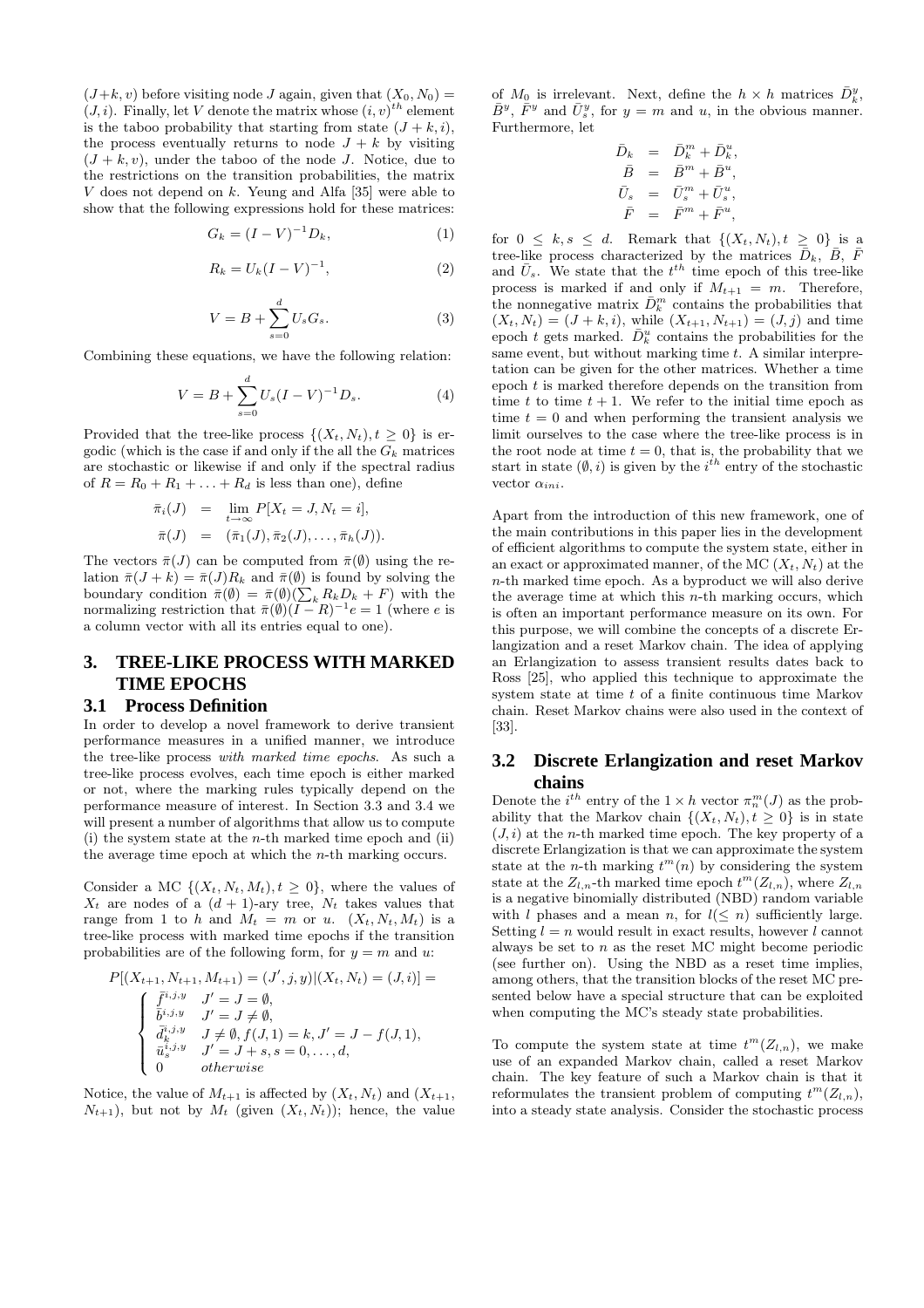$(J+k,v)$ before visiting node $J$ again, given that $(X_0, N_0) = (J,i)$. Finally, let $V$ denote the matrix whose $(i,v)^{th}$ element is the taboo probability that starting from state $(J+k,i)$, the process eventually returns to node $J+k$ by visiting $(J+k,v)$, under the taboo of the node $J$. Notice, due to the restrictions on the transition probabilities, the matrix $V$ does not depend on $k$. Yeung and Alfa [35] were able to show that the following expressions hold for these matrices:

$$G_k = (I - V)^{-1} D_k, \tag{1}$$

$$R_k = U_k (I - V)^{-1}, \tag{2}$$

$$V = B + \sum_{s=0}^{d} U_s G_s. \tag{3}$$

Combining these equations, we have the following relation:

$$V = B + \sum_{s=0}^{d} U_s (I - V)^{-1} D_s. \tag{4}$$

Provided that the tree-like process $\{(X_t, N_t), t \geq 0\}$ is ergodic (which is the case if and only if the all the $G_k$ matrices are stochastic or likewise if and only if the spectral radius of $R = R_0 + R_1 + \ldots + R_d$ is less than one), define

$$\begin{aligned}
\bar{\pi}_i(J) &= \lim_{t\to\infty} P[X_t = J, N_t = i], \\
\bar{\pi}(J) &= (\bar{\pi}_1(J), \bar{\pi}_2(J), \ldots, \bar{\pi}_h(J)).
\end{aligned}$$

The vectors $\bar{\pi}(J)$ can be computed from $\bar{\pi}(\emptyset)$ using the relation $\bar{\pi}(J+k) = \bar{\pi}(J) R_k$ and $\bar{\pi}(\emptyset)$ is found by solving the boundary condition $\bar{\pi}(\emptyset) = \bar{\pi}(\emptyset)(\sum_k R_k D_k + F)$ with the normalizing restriction that $\bar{\pi}(\emptyset)(I-R)^{-1} e = 1$ (where $e$ is a column vector with all its entries equal to one).

## 3. TREE-LIKE PROCESS WITH MARKED TIME EPOCHS

### 3.1 Process Definition

In order to develop a novel framework to derive transient performance measures in a unified manner, we introduce the tree-like process *with marked time epochs*. As such a tree-like process evolves, each time epoch is either marked or not, where the marking rules typically depend on the performance measure of interest. In Section 3.3 and 3.4 we will present a number of algorithms that allow us to compute (i) the system state at the $n$-th marked time epoch and (ii) the average time epoch at which the $n$-th marking occurs.

Consider a MC $\{(X_t, N_t, M_t), t \geq 0\}$, where the values of $X_t$ are nodes of a $(d+1)$-ary tree, $N_t$ takes values that range from 1 to $h$ and $M_t = m$ or $u$. $(X_t, N_t, M_t)$ is a tree-like process with marked time epochs if the transition probabilities are of the following form, for $y = m$ and $u$:

$$P[(X_{t+1}, N_{t+1}, M_{t+1}) = (J', j, y) | (X_t, N_t) = (J, i)] =$$
$$\begin{cases}
\bar{f}^{i,j,y} & J' = J = \emptyset, \\
\bar{b}^{i,j,y} & J' = J \neq \emptyset, \\
\bar{d}_k^{i,j,y} & J \neq \emptyset, f(J,1) = k, J' = J - f(J,1), \\
\bar{u}_s^{i,j,y} & J' = J + s, s = 0, \ldots, d, \\
0 & \textit{otherwise}
\end{cases}$$

Notice, the value of $M_{t+1}$ is affected by $(X_t, N_t)$ and $(X_{t+1}, N_{t+1})$, but not by $M_t$ (given $(X_t, N_t)$); hence, the value of $M_0$ is irrelevant. Next, define the $h \times h$ matrices $\bar{D}_k^y$, $\bar{B}^y$, $\bar{F}^y$ and $\bar{U}_s^y$, for $y = m$ and $u$, in the obvious manner. Furthermore, let

$$\begin{aligned}
\bar{D}_k &= \bar{D}_k^m + \bar{D}_k^u, \\
\bar{B} &= \bar{B}^m + \bar{B}^u, \\
\bar{U}_s &= \bar{U}_s^m + \bar{U}_s^u, \\
\bar{F} &= \bar{F}^m + \bar{F}^u,
\end{aligned}$$

for $0 \leq k, s \leq d$. Remark that $\{(X_t, N_t), t \geq 0\}$ is a tree-like process characterized by the matrices $\bar{D}_k$, $\bar{B}$, $\bar{F}$ and $\bar{U}_s$. We state that the $t^{th}$ time epoch of this tree-like process is marked if and only if $M_{t+1} = m$. Therefore, the nonnegative matrix $\bar{D}_k^m$ contains the probabilities that $(X_t, N_t) = (J+k, i)$, while $(X_{t+1}, N_{t+1}) = (J, j)$ and time epoch $t$ gets marked. $\bar{D}_k^u$ contains the probabilities for the same event, but without marking time $t$. A similar interpretation can be given for the other matrices. Whether a time epoch $t$ is marked therefore depends on the transition from time $t$ to time $t+1$. We refer to the initial time epoch as time $t = 0$ and when performing the transient analysis we limit ourselves to the case where the tree-like process is in the root node at time $t = 0$, that is, the probability that we start in state $(\emptyset, i)$ is given by the $i^{th}$ entry of the stochastic vector $\alpha_{ini}$.

Apart from the introduction of this new framework, one of the main contributions in this paper lies in the development of efficient algorithms to compute the system state, either in an exact or approximated manner, of the MC $(X_t, N_t)$ at the $n$-th marked time epoch. As a byproduct we will also derive the average time at which this $n$-th marking occurs, which is often an important performance measure on its own. For this purpose, we will combine the concepts of a discrete Erlangization and a reset Markov chain. The idea of applying an Erlangization to assess transient results dates back to Ross [25], who applied this technique to approximate the system state at time $t$ of a finite continuous time Markov chain. Reset Markov chains were also used in the context of [33].

### 3.2 Discrete Erlangization and reset Markov chains

Denote the $i^{th}$ entry of the $1 \times h$ vector $\pi_n^m(J)$ as the probability that the Markov chain $\{(X_t, N_t), t \geq 0\}$ is in state $(J, i)$ at the $n$-th marked time epoch. The key property of a discrete Erlangization is that we can approximate the system state at the $n$-th marking $t^m(n)$ by considering the system state at the $Z_{l,n}$-th marked time epoch $t^m(Z_{l,n})$, where $Z_{l,n}$ is a negative binomially distributed (NBD) random variable with $l$ phases and a mean $n$, for $l (\leq n)$ sufficiently large. Setting $l = n$ would result in exact results, however $l$ cannot always be set to $n$ as the reset MC might become periodic (see further on). Using the NBD as a reset time implies, among others, that the transition blocks of the reset MC presented below have a special structure that can be exploited when computing the MC's steady state probabilities.

To compute the system state at time $t^m(Z_{l,n})$, we make use of an expanded Markov chain, called a reset Markov chain. The key feature of such a Markov chain is that it reformulates the transient problem of computing $t^m(Z_{l,n})$, into a steady state analysis. Consider the stochastic process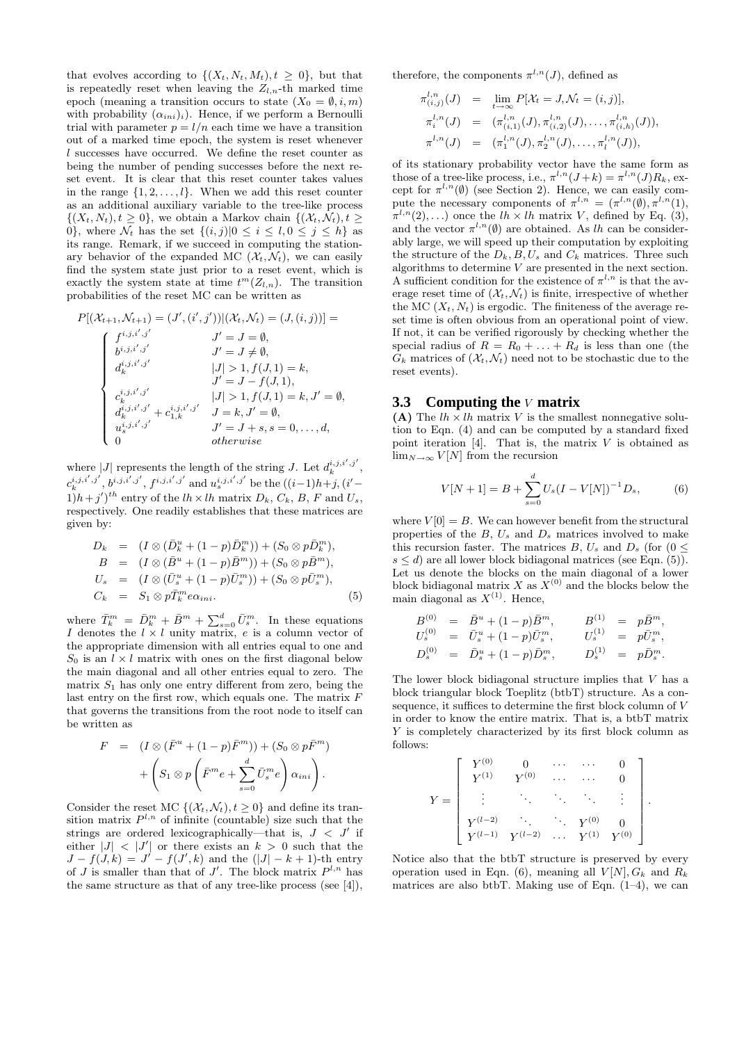that evolves according to $\{(X_t, N_t, M_t), t \geq 0\}$, but that is repeatedly reset when leaving the $Z_{l,n}$-th marked time epoch (meaning a transition occurs to state $(X_0 = \emptyset, i, m)$ with probability $(\alpha_{ini})_i$). Hence, if we perform a Bernoulli trial with parameter $p = l/n$ each time we have a transition out of a marked time epoch, the system is reset whenever $l$ successes have occurred. We define the reset counter as being the number of pending successes before the next reset event. It is clear that this reset counter takes values in the range $\{1, 2, \ldots, l\}$. When we add this reset counter as an additional auxiliary variable to the tree-like process $\{(X_t, N_t), t \geq 0\}$, we obtain a Markov chain $\{(\mathcal{X}_t, \mathcal{N}_t), t \geq 0\}$, where $\mathcal{N}_t$ has the set $\{(i,j)|0 \leq i \leq l, 0 \leq j \leq h\}$ as its range. Remark, if we succeed in computing the stationary behavior of the expanded MC $(\mathcal{X}_t, \mathcal{N}_t)$, we can easily find the system state just prior to a reset event, which is exactly the system state at time $t^m(Z_{l,n})$. The transition probabilities of the reset MC can be written as

$$
P[(\mathcal{X}_{t+1}, \mathcal{N}_{t+1}) = (J', (i',j'))|(\mathcal{X}_t, \mathcal{N}_t) = (J, (i,j))] =
\begin{cases}
f^{i,j,i',j'} & J' = J = \emptyset, \\
b^{i,j,i',j'} & J' = J \neq \emptyset, \\
d_k^{i,j,i',j'} & |J| > 1, f(J,1) = k, \\
 & J' = J - f(J,1), \\
c_k^{i,j,i',j'} & |J| > 1, f(J,1) = k, J' = \emptyset, \\
d_k^{i,j,i',j'} + c_{1,k}^{i,j,i',j'} & J = k, J' = \emptyset, \\
u_s^{i,j,i',j'} & J' = J + s, s = 0, \ldots, d, \\
0 & otherwise
\end{cases}
$$

where $|J|$ represents the length of the string $J$. Let $d_k^{i,j,i',j'}$, $c_k^{i,j,i',j'}$, $b^{i,j,i',j'}$, $f^{i,j,i',j'}$ and $u_s^{i,j,i',j'}$ be the $((i-1)h+j, (i'-1)h+j')^{th}$ entry of the $lh \times lh$ matrix $D_k$, $C_k$, $B$, $F$ and $U_s$, respectively. One readily establishes that these matrices are given by:

$$
\begin{aligned}
D_k &= (I \otimes (\bar{D}_k^u + (1-p)\bar{D}_k^m)) + (S_0 \otimes p\bar{D}_k^m), \\
B &= (I \otimes (\bar{B}^u + (1-p)\bar{B}^m)) + (S_0 \otimes p\bar{B}^m), \\
U_s &= (I \otimes (\bar{U}_s^u + (1-p)\bar{U}_s^m)) + (S_0 \otimes p\bar{U}_s^m), \\
C_k &= S_1 \otimes p\bar{T}_k^m e\alpha_{ini}.
\end{aligned} \tag{5}
$$

where $\bar{T}_k^m = \bar{D}_k^m + \bar{B}^m + \sum_{s=0}^d \bar{U}_s^m$. In these equations $I$ denotes the $l \times l$ unity matrix, $e$ is a column vector of the appropriate dimension with all entries equal to one and $S_0$ is an $l \times l$ matrix with ones on the first diagonal below the main diagonal and all other entries equal to zero. The matrix $S_1$ has only one entry different from zero, being the last entry on the first row, which equals one. The matrix $F$ that governs the transitions from the root node to itself can be written as

$$
\begin{aligned}
F &= (I \otimes (\bar{F}^u + (1-p)\bar{F}^m)) + (S_0 \otimes p\bar{F}^m) \\
&\quad + \left(S_1 \otimes p\left(\bar{F}^m e + \sum_{s=0}^d \bar{U}_s^m e\right)\alpha_{ini}\right).
\end{aligned}
$$

Consider the reset MC $\{(\mathcal{X}_t, \mathcal{N}_t), t \geq 0\}$ and define its transition matrix $P^{l,n}$ of infinite (countable) size such that the strings are ordered lexicographically—that is, $J < J'$ if either $|J| < |J'|$ or there exists an $k > 0$ such that the $J - f(J,k) = J' - f(J',k)$ and the $(|J| - k + 1)$-th entry of $J$ is smaller than that of $J'$. The block matrix $P^{l,n}$ has the same structure as that of any tree-like process (see [4]), therefore, the components $\pi^{l,n}(J)$, defined as

$$
\begin{aligned}
\pi_{(i,j)}^{l,n}(J) &= \lim_{t \to \infty} P[\mathcal{X}_t = J, \mathcal{N}_t = (i,j)], \\
\pi_i^{l,n}(J) &= (\pi_{(i,1)}^{l,n}(J), \pi_{(i,2)}^{l,n}(J), \ldots, \pi_{(i,h)}^{l,n}(J)), \\
\pi^{l,n}(J) &= (\pi_1^{l,n}(J), \pi_2^{l,n}(J), \ldots, \pi_l^{l,n}(J)),
\end{aligned}
$$

of its stationary probability vector have the same form as those of a tree-like process, i.e., $\pi^{l,n}(J+k) = \pi^{l,n}(J)R_k$, except for $\pi^{l,n}(\emptyset)$ (see Section 2). Hence, we can easily compute the necessary components of $\pi^{l,n} = (\pi^{l,n}(\emptyset), \pi^{l,n}(1), \pi^{l,n}(2), \ldots)$ once the $lh \times lh$ matrix $V$, defined by Eq. (3), and the vector $\pi^{l,n}(\emptyset)$ are obtained. As $lh$ can be considerably large, we will speed up their computation by exploiting the structure of the $D_k, B, U_s$ and $C_k$ matrices. Three such algorithms to determine $V$ are presented in the next section. A sufficient condition for the existence of $\pi^{l,n}$ is that the average reset time of $(\mathcal{X}_t, \mathcal{N}_t)$ is finite, irrespective of whether the MC $(X_t, N_t)$ is ergodic. The finiteness of the average reset time is often obvious from an operational point of view. If not, it can be verified rigorously by checking whether the special radius of $R = R_0 + \ldots + R_d$ is less than one (the $G_k$ matrices of $(\mathcal{X}_t, \mathcal{N}_t)$ need not to be stochastic due to the reset events).

### 3.3 Computing the $V$ matrix

**(A)** The $lh \times lh$ matrix $V$ is the smallest nonnegative solution to Eqn. (4) and can be computed by a standard fixed point iteration [4]. That is, the matrix $V$ is obtained as $\lim_{N \to \infty} V[N]$ from the recursion

$$
V[N+1] = B + \sum_{s=0}^{d} U_s(I - V[N])^{-1}D_s, \tag{6}
$$

where $V[0] = B$. We can however benefit from the structural properties of the $B$, $U_s$ and $D_s$ matrices involved to make this recursion faster. The matrices $B$, $U_s$ and $D_s$ (for $(0 \leq s \leq d)$ are all lower block bidiagonal matrices (see Eqn. (5)). Let us denote the blocks on the main diagonal of a lower block bidiagonal matrix $X$ as $X^{(0)}$ and the blocks below the main diagonal as $X^{(1)}$. Hence,

$$
\begin{aligned}
B^{(0)} &= \bar{B}^u + (1-p)\bar{B}^m, & B^{(1)} &= p\bar{B}^m, \\
U_s^{(0)} &= \bar{U}_s^u + (1-p)\bar{U}_s^m, & U_s^{(1)} &= p\bar{U}_s^m, \\
D_s^{(0)} &= \bar{D}_s^u + (1-p)\bar{D}_s^m, & D_s^{(1)} &= p\bar{D}_s^m.
\end{aligned}
$$

The lower block bidiagonal structure implies that $V$ has a block triangular block Toeplitz (btbT) structure. As a consequence, it suffices to determine the first block column of $V$ in order to know the entire matrix. That is, a btbT matrix $Y$ is completely characterized by its first block column as follows:

$$
Y = \begin{bmatrix}
Y^{(0)} & 0 & \cdots & \cdots & 0 \\
Y^{(1)} & Y^{(0)} & \cdots & \cdots & 0 \\
\vdots & \ddots & \ddots & \ddots & \vdots \\
Y^{(l-2)} & \ddots & \ddots & Y^{(0)} & 0 \\
Y^{(l-1)} & Y^{(l-2)} & \cdots & Y^{(1)} & Y^{(0)}
\end{bmatrix}.
$$

Notice also that the btbT structure is preserved by every operation used in Eqn. (6), meaning all $V[N], G_k$ and $R_k$ matrices are also btbT. Making use of Eqn. (1–4), we can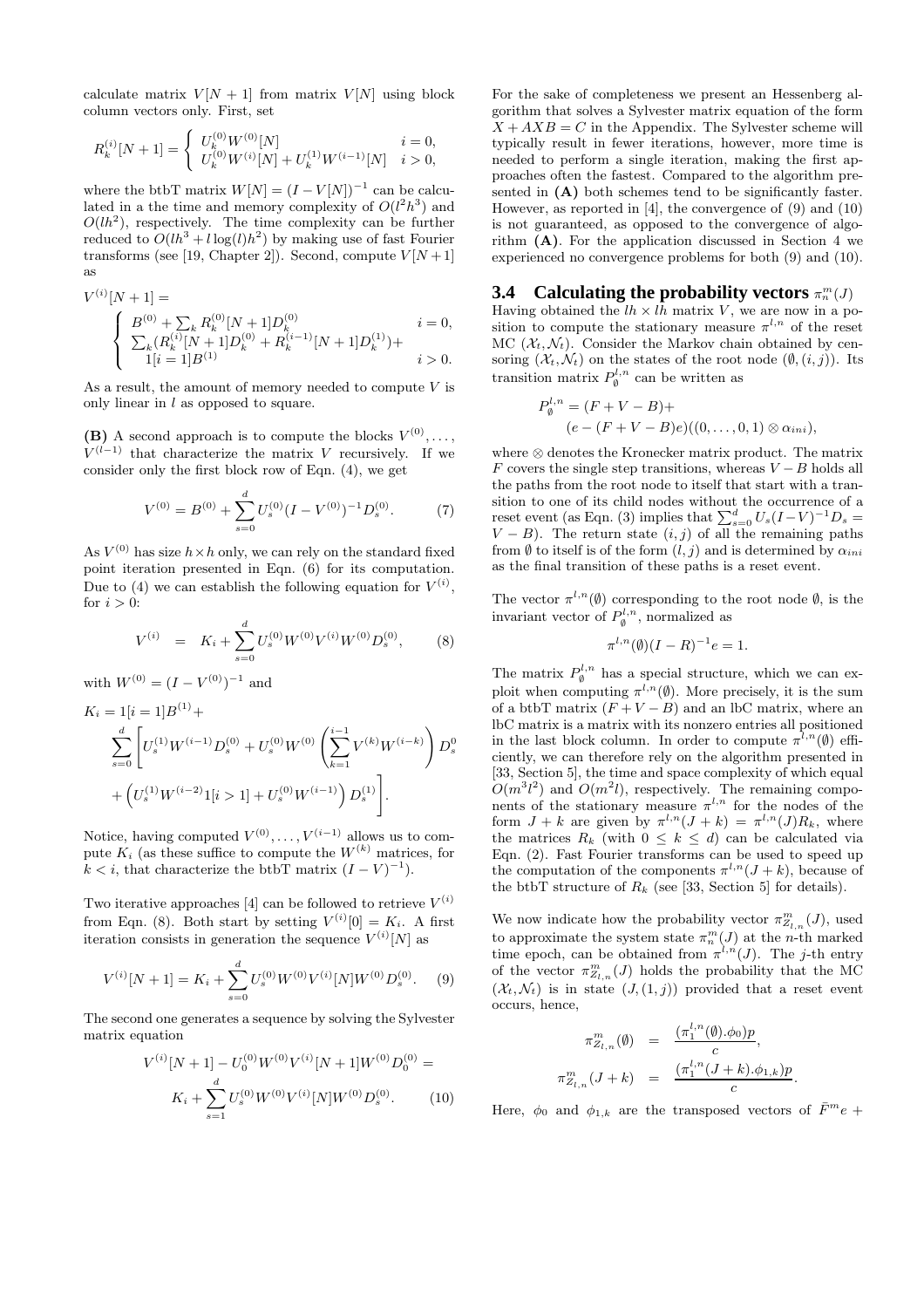calculate matrix $V[N+1]$ from matrix $V[N]$ using block column vectors only. First, set

$$R_k^{(i)}[N+1] = \begin{cases} U_k^{(0)} W^{(0)}[N] & i = 0, \\ U_k^{(0)} W^{(i)}[N] + U_k^{(1)} W^{(i-1)}[N] & i > 0, \end{cases}$$

where the btbT matrix $W[N] = (I - V[N])^{-1}$ can be calculated in a the time and memory complexity of $O(l^2h^3)$ and $O(lh^2)$, respectively. The time complexity can be further reduced to $O(lh^3 + l\log(l)h^2)$ by making use of fast Fourier transforms (see [19, Chapter 2]). Second, compute $V[N+1]$ as

$$V^{(i)}[N+1] = \begin{cases} B^{(0)} + \sum_k R_k^{(0)}[N+1] D_k^{(0)} & i = 0, \\ \sum_k (R_k^{(i)}[N+1] D_k^{(0)} + R_k^{(i-1)}[N+1] D_k^{(1)}) + \\ \quad 1[i=1] B^{(1)} & i > 0. \end{cases}$$

As a result, the amount of memory needed to compute $V$ is only linear in $l$ as opposed to square.

**(B)** A second approach is to compute the blocks $V^{(0)}, \ldots, V^{(l-1)}$ that characterize the matrix $V$ recursively. If we consider only the first block row of Eqn. (4), we get

$$V^{(0)} = B^{(0)} + \sum_{s=0}^{d} U_s^{(0)} (I - V^{(0)})^{-1} D_s^{(0)}. \tag{7}$$

As $V^{(0)}$ has size $h \times h$ only, we can rely on the standard fixed point iteration presented in Eqn. (6) for its computation. Due to (4) we can establish the following equation for $V^{(i)}$, for $i > 0$:

$$V^{(i)} = K_i + \sum_{s=0}^{d} U_s^{(0)} W^{(0)} V^{(i)} W^{(0)} D_s^{(0)}, \tag{8}$$

with $W^{(0)} = (I - V^{(0)})^{-1}$ and

$$K_i = 1[i=1] B^{(1)} + \sum_{s=0}^{d} \left[ U_s^{(1)} W^{(i-1)} D_s^{(0)} + U_s^{(0)} W^{(0)} \left( \sum_{k=1}^{i-1} V^{(k)} W^{(i-k)} \right) D_s^{0} + \left( U_s^{(1)} W^{(i-2)} 1[i>1] + U_s^{(0)} W^{(i-1)} \right) D_s^{(1)} \right].$$

Notice, having computed $V^{(0)}, \ldots, V^{(i-1)}$ allows us to compute $K_i$ (as these suffice to compute the $W^{(k)}$ matrices, for $k < i$, that characterize the btbT matrix $(I - V)^{-1}$).

Two iterative approaches [4] can be followed to retrieve $V^{(i)}$ from Eqn. (8). Both start by setting $V^{(i)}[0] = K_i$. A first iteration consists in generation the sequence $V^{(i)}[N]$ as

$$V^{(i)}[N+1] = K_i + \sum_{s=0}^{d} U_s^{(0)} W^{(0)} V^{(i)}[N] W^{(0)} D_s^{(0)}. \tag{9}$$

The second one generates a sequence by solving the Sylvester matrix equation

$$V^{(i)}[N+1] - U_0^{(0)} W^{(0)} V^{(i)}[N+1] W^{(0)} D_0^{(0)} = K_i + \sum_{s=1}^{d} U_s^{(0)} W^{(0)} V^{(i)}[N] W^{(0)} D_s^{(0)}. \tag{10}$$

For the sake of completeness we present an Hessenberg algorithm that solves a Sylvester matrix equation of the form $X + AXB = C$ in the Appendix. The Sylvester scheme will typically result in fewer iterations, however, more time is needed to perform a single iteration, making the first approaches often the fastest. Compared to the algorithm presented in **(A)** both schemes tend to be significantly faster. However, as reported in [4], the convergence of (9) and (10) is not guaranteed, as opposed to the convergence of algorithm **(A)**. For the application discussed in Section 4 we experienced no convergence problems for both (9) and (10).

## 3.4 Calculating the probability vectors $\pi_n^m(J)$

Having obtained the $lh \times lh$ matrix $V$, we are now in a position to compute the stationary measure $\pi^{l,n}$ of the reset MC $(\mathcal{X}_t, \mathcal{N}_t)$. Consider the Markov chain obtained by censoring $(\mathcal{X}_t, \mathcal{N}_t)$ on the states of the root node $(\emptyset, (i,j))$. Its transition matrix $P_\emptyset^{l,n}$ can be written as

$$P_\emptyset^{l,n} = (F + V - B) + (e - (F + V - B)e)((0, \ldots, 0, 1) \otimes \alpha_{ini}),$$

where $\otimes$ denotes the Kronecker matrix product. The matrix $F$ covers the single step transitions, whereas $V - B$ holds all the paths from the root node to itself that start with a transition to one of its child nodes without the occurrence of a reset event (as Eqn. (3) implies that $\sum_{s=0}^{d} U_s (I-V)^{-1} D_s = V - B$). The return state $(i,j)$ of all the remaining paths from $\emptyset$ to itself is of the form $(l,j)$ and is determined by $\alpha_{ini}$ as the final transition of these paths is a reset event.

The vector $\pi^{l,n}(\emptyset)$ corresponding to the root node $\emptyset$, is the invariant vector of $P_\emptyset^{l,n}$, normalized as

$$\pi^{l,n}(\emptyset)(I - R)^{-1} e = 1.$$

The matrix $P_\emptyset^{l,n}$ has a special structure, which we can exploit when computing $\pi^{l,n}(\emptyset)$. More precisely, it is the sum of a btbT matrix $(F + V - B)$ and an lbC matrix, where an lbC matrix is a matrix with its nonzero entries all positioned in the last block column. In order to compute $\pi^{l,n}(\emptyset)$ efficiently, we can therefore rely on the algorithm presented in [33, Section 5], the time and space complexity of which equal $O(m^3 l^2)$ and $O(m^2 l)$, respectively. The remaining components of the stationary measure $\pi^{l,n}$ for the nodes of the form $J + k$ are given by $\pi^{l,n}(J+k) = \pi^{l,n}(J) R_k$, where the matrices $R_k$ (with $0 \leq k \leq d$) can be calculated via Eqn. (2). Fast Fourier transforms can be used to speed up the computation of the components $\pi^{l,n}(J+k)$, because of the btbT structure of $R_k$ (see [33, Section 5] for details).

We now indicate how the probability vector $\pi_{Z_{l,n}}^m(J)$, used to approximate the system state $\pi_n^m(J)$ at the $n$-th marked time epoch, can be obtained from $\pi^{l,n}(J)$. The $j$-th entry of the vector $\pi_{Z_{l,n}}^m(J)$ holds the probability that the MC $(\mathcal{X}_t, \mathcal{N}_t)$ is in state $(J, (1,j))$ provided that a reset event occurs, hence,

$$\pi_{Z_{l,n}}^m(\emptyset) = \frac{(\pi_1^{l,n}(\emptyset).\phi_0)p}{c},$$

$$\pi_{Z_{l,n}}^m(J+k) = \frac{(\pi_1^{l,n}(J+k).\phi_{1,k})p}{c}.$$

Here, $\phi_0$ and $\phi_{1,k}$ are the transposed vectors of $\bar{F}^m e +$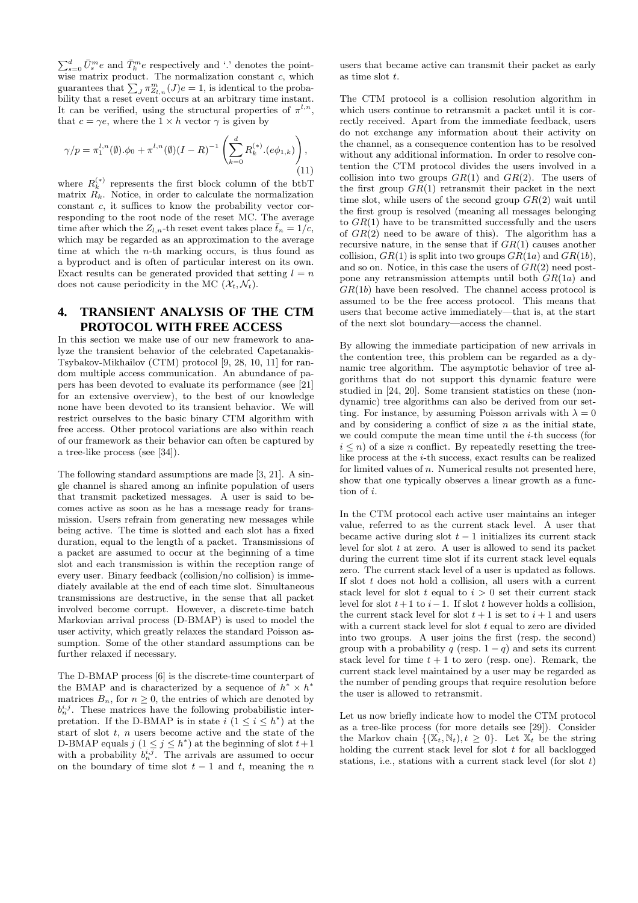$\sum_{s=0}^{d} \bar{U}_s^m e$ and $\bar{T}_k^m e$ respectively and '.' denotes the pointwise matrix product. The normalization constant $c$, which guarantees that $\sum_J \pi^m_{Z_{l,n}}(J)e = 1$, is identical to the probability that a reset event occurs at an arbitrary time instant. It can be verified, using the structural properties of $\pi^{l,n}$, that $c = \gamma e$, where the $1 \times h$ vector $\gamma$ is given by

$$\gamma/p = \pi_1^{l,n}(\emptyset).\phi_0 + \pi^{l,n}(\emptyset)(I-R)^{-1}\left(\sum_{k=0}^{d} R_k^{(*)}.(e\phi_{1,k})\right), \tag{11}$$

where $R_k^{(*)}$ represents the first block column of the btbT matrix $R_k$. Notice, in order to calculate the normalization constant $c$, it suffices to know the probability vector corresponding to the root node of the reset MC. The average time after which the $Z_{l,n}$-th reset event takes place $\bar{t}_n = 1/c$, which may be regarded as an approximation to the average time at which the $n$-th marking occurs, is thus found as a byproduct and is often of particular interest on its own. Exact results can be generated provided that setting $l = n$ does not cause periodicity in the MC $(\mathcal{X}_t, \mathcal{N}_t)$.

# 4. TRANSIENT ANALYSIS OF THE CTM PROTOCOL WITH FREE ACCESS

In this section we make use of our new framework to analyze the transient behavior of the celebrated Capetanakis-Tsybakov-Mikhailov (CTM) protocol [9, 28, 10, 11] for random multiple access communication. An abundance of papers has been devoted to evaluate its performance (see [21] for an extensive overview), to the best of our knowledge none have been devoted to its transient behavior. We will restrict ourselves to the basic binary CTM algorithm with free access. Other protocol variations are also within reach of our framework as their behavior can often be captured by a tree-like process (see [34]).

The following standard assumptions are made [3, 21]. A single channel is shared among an infinite population of users that transmit packetized messages. A user is said to become active as soon as he has a message ready for transmission. Users refrain from generating new messages while being active. The time is slotted and each slot has a fixed duration, equal to the length of a packet. Transmissions of a packet are assumed to occur at the beginning of a time slot and each transmission is within the reception range of every user. Binary feedback (collision/no collision) is immediately available at the end of each time slot. Simultaneous transmissions are destructive, in the sense that all packet involved become corrupt. However, a discrete-time batch Markovian arrival process (D-BMAP) is used to model the user activity, which greatly relaxes the standard Poisson assumption. Some of the other standard assumptions can be further relaxed if necessary.

The D-BMAP process [6] is the discrete-time counterpart of the BMAP and is characterized by a sequence of $h^* \times h^*$ matrices $B_n$, for $n \geq 0$, the entries of which are denoted by $b_n^{i,j}$. These matrices have the following probabilistic interpretation. If the D-BMAP is in state $i$ $(1 \leq i \leq h^*)$ at the start of slot $t$, $n$ users become active and the state of the D-BMAP equals $j$ $(1 \leq j \leq h^*)$ at the beginning of slot $t+1$ with a probability $b_n^{i,j}$. The arrivals are assumed to occur on the boundary of time slot $t-1$ and $t$, meaning the $n$ users that became active can transmit their packet as early as time slot $t$.

The CTM protocol is a collision resolution algorithm in which users continue to retransmit a packet until it is correctly received. Apart from the immediate feedback, users do not exchange any information about their activity on the channel, as a consequence contention has to be resolved without any additional information. In order to resolve contention the CTM protocol divides the users involved in a collision into two groups $GR(1)$ and $GR(2)$. The users of the first group $GR(1)$ retransmit their packet in the next time slot, while users of the second group $GR(2)$ wait until the first group is resolved (meaning all messages belonging to $GR(1)$ have to be transmitted successfully and the users of $GR(2)$ need to be aware of this). The algorithm has a recursive nature, in the sense that if $GR(1)$ causes another collision, $GR(1)$ is split into two groups $GR(1a)$ and $GR(1b)$, and so on. Notice, in this case the users of $GR(2)$ need postpone any retransmission attempts until both $GR(1a)$ and $GR(1b)$ have been resolved. The channel access protocol is assumed to be the free access protocol. This means that users that become active immediately—that is, at the start of the next slot boundary—access the channel.

By allowing the immediate participation of new arrivals in the contention tree, this problem can be regarded as a dynamic tree algorithm. The asymptotic behavior of tree algorithms that do not support this dynamic feature were studied in [24, 20]. Some transient statistics on these (non-dynamic) tree algorithms can also be derived from our setting. For instance, by assuming Poisson arrivals with $\lambda = 0$ and by considering a conflict of size $n$ as the initial state, we could compute the mean time until the $i$-th success (for $i \leq n$) of a size $n$ conflict. By repeatedly resetting the tree-like process at the $i$-th success, exact results can be realized for limited values of $n$. Numerical results not presented here, show that one typically observes a linear growth as a function of $i$.

In the CTM protocol each active user maintains an integer value, referred to as the current stack level. A user that became active during slot $t-1$ initializes its current stack level for slot $t$ at zero. A user is allowed to send its packet during the current time slot if its current stack level equals zero. The current stack level of a user is updated as follows. If slot $t$ does not hold a collision, all users with a current stack level for slot $t$ equal to $i > 0$ set their current stack level for slot $t+1$ to $i-1$. If slot $t$ however holds a collision, the current stack level for slot $t+1$ is set to $i+1$ and users with a current stack level for slot $t$ equal to zero are divided into two groups. A user joins the first (resp. the second) group with a probability $q$ (resp. $1-q$) and sets its current stack level for time $t+1$ to zero (resp. one). Remark, the current stack level maintained by a user may be regarded as the number of pending groups that require resolution before the user is allowed to retransmit.

Let us now briefly indicate how to model the CTM protocol as a tree-like process (for more details see [29]). Consider the Markov chain $\{(\mathbb{X}_t, \mathbb{N}_t), t \geq 0\}$. Let $\mathbb{X}_t$ be the string holding the current stack level for slot $t$ for all backlogged stations, i.e., stations with a current stack level (for slot $t$)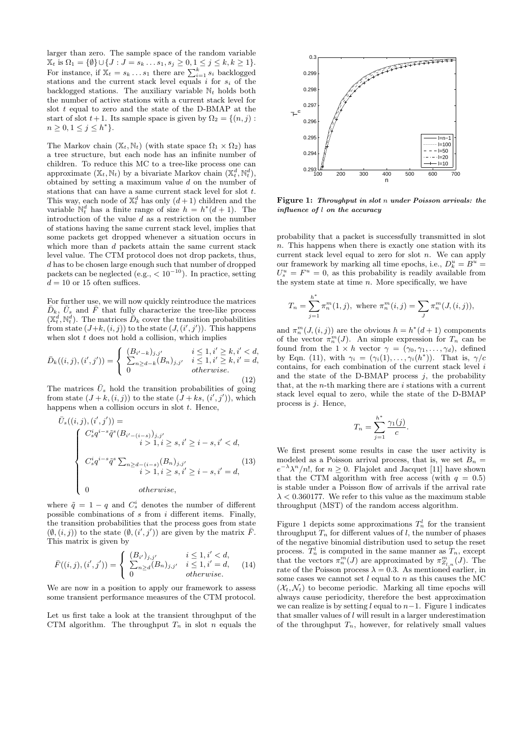larger than zero. The sample space of the random variable $\mathbb{X}_t$ is $\Omega_1 = \{\emptyset\} \cup \{J : J = s_k \ldots s_1, s_j \geq 0, 1 \leq j \leq k, k \geq 1\}$. For instance, if $\mathbb{X}_t = s_k \ldots s_1$ there are $\sum_{i=1}^k s_i$ backlogged stations and the current stack level equals $i$ for $s_i$ of the backlogged stations. The auxiliary variable $\mathbb{N}_t$ holds both the number of active stations with a current stack level for slot $t$ equal to zero and the state of the D-BMAP at the start of slot $t+1$. Its sample space is given by $\Omega_2 = \{(n, j) : n \geq 0, 1 \leq j \leq h^*\}$.

The Markov chain $(\mathbb{X}_t, \mathbb{N}_t)$ (with state space $\Omega_1 \times \Omega_2$) has a tree structure, but each node has an infinite number of children. To reduce this MC to a tree-like process one can approximate $(\mathbb{X}_t, \mathbb{N}_t)$ by a bivariate Markov chain $(\mathbb{X}_t^d, \mathbb{N}_t^d)$, obtained by setting a maximum value $d$ on the number of stations that can have a same current stack level for slot $t$. This way, each node of $\mathbb{X}_t^d$ has only $(d+1)$ children and the variable $\mathbb{N}_t^d$ has a finite range of size $h = h^*(d+1)$. The introduction of the value $d$ as a restriction on the number of stations having the same current stack level, implies that some packets get dropped whenever a situation occurs in which more than $d$ packets attain the same current stack level value. The CTM protocol does not drop packets, thus, $d$ has to be chosen large enough such that number of dropped packets can be neglected (e.g., $< 10^{-10}$). In practice, setting $d = 10$ or 15 often suffices.

For further use, we will now quickly reintroduce the matrices $\bar{D}_k$, $\bar{U}_s$ and $\bar{F}$ that fully characterize the tree-like process $(\mathbb{X}_t^d, \mathbb{N}_t^d)$. The matrices $\bar{D}_k$ cover the transition probabilities from state $(J+k, (i,j))$ to the state $(J, (i', j'))$. This happens when slot $t$ does not hold a collision, which implies

$$\bar{D}_k((i,j),(i',j')) = \begin{cases} (B_{i'-k})_{j,j'} & i \leq 1, i' \geq k, i' < d, \\ \sum_{n \geq d-k} (B_n)_{j,j'} & i \leq 1, i' \geq k, i' = d, \\ 0 & otherwise. \end{cases} \tag{12}$$

The matrices $\bar{U}_s$ hold the transition probabilities of going from state $(J+k, (i,j))$ to the state $(J+ks, (i',j'))$, which happens when a collision occurs in slot $t$. Hence,

$$\bar{U}_s((i,j),(i',j')) = \begin{cases} C_s^i q^{i-s} \tilde{q}^s (B_{i'-(i-s)})_{j,j'} \\ \qquad i > 1, i \geq s, i' \geq i-s, i' < d, \\ C_s^i q^{i-s} \tilde{q}^s \sum_{n \geq d-(i-s)} (B_n)_{j,j'} \\ \qquad i > 1, i \geq s, i' \geq i-s, i' = d, \\ 0 \qquad otherwise, \end{cases} \tag{13}$$

where $\tilde{q} = 1 - q$ and $C_s^i$ denotes the number of different possible combinations of $s$ from $i$ different items. Finally, the transition probabilities that the process goes from state $(\emptyset, (i,j))$ to the state $(\emptyset, (i',j'))$ are given by the matrix $\bar{F}$. This matrix is given by

$$\bar{F}((i,j),(i',j')) = \begin{cases} (B_{i'})_{j,j'} & i \leq 1, i' < d, \\ \sum_{n \geq d} (B_n)_{j,j'} & i \leq 1, i' = d, \\ 0 & otherwise. \end{cases} \tag{14}$$

We are now in a position to apply our framework to assess some transient performance measures of the CTM protocol.

Let us first take a look at the transient throughput of the CTM algorithm. The throughput $T_n$ in slot $n$ equals the probability that a packet is successfully transmitted in slot $n$. This happens when there is exactly one station with its current stack level equal to zero for slot $n$. We can apply our framework by marking all time epochs, i.e., $D_k^u = B^u = U_s^u = F^u = 0$, as this probability is readily available from the system state at time $n$. More specifically, we have

$$T_n = \sum_{j=1}^{h^*} \pi_n^m(1,j), \text{ where } \pi_n^m(i,j) = \sum_J \pi_n^m(J,(i,j)),$$

and $\pi_n^m(J,(i,j))$ are the obvious $h = h^*(d+1)$ components of the vector $\pi_n^m(J)$. An simple expression for $T_n$ can be found from the $1 \times h$ vector $\gamma = (\gamma_0, \gamma_1, \ldots, \gamma_d)$, defined by Eqn. (11), with $\gamma_i = (\gamma_i(1), \ldots, \gamma_i(h^*))$. That is, $\gamma/c$ contains, for each combination of the current stack level $i$ and the state of the D-BMAP process $j$, the probability that, at the $n$-th marking there are $i$ stations with a current stack level equal to zero, while the state of the D-BMAP process is $j$. Hence,

$$T_n = \sum_{j=1}^{h^*} \frac{\gamma_1(j)}{c}.$$

We first present some results in case the user activity is modeled as a Poisson arrival process, that is, we set $B_n = e^{-\lambda}\lambda^n/n!$, for $n \geq 0$. Flajolet and Jacquet [11] have shown that the CTM algorithm with free access (with $q = 0.5$) is stable under a Poisson flow of arrivals if the arrival rate $\lambda < 0.360177$. We refer to this value as the maximum stable throughput (MST) of the random access algorithm.

**Figure 1:** ***Throughput in slot $n$ under Poisson arrivals: the influence of $l$ on the accuracy***

Figure 1 depicts some approximations $T_n^l$ for the transient throughput $T_n$ for different values of $l$, the number of phases of the negative binomial distribution used to setup the reset process. $T_n^l$ is computed in the same manner as $T_n$, except that the vectors $\pi_n^m(J)$ are approximated by $\pi_{Z_{l,n}}^m(J)$. The rate of the Poisson process $\lambda = 0.3$. As mentioned earlier, in some cases we cannot set $l$ equal to $n$ as this causes the MC $(\mathcal{X}_t, \mathcal{N}_t)$ to become periodic. Marking all time epochs will always cause periodicity, therefore the best approximation we can realize is by setting $l$ equal to $n-1$. Figure 1 indicates that smaller values of $l$ will result in a larger underestimation of the throughput $T_n$, however, for relatively small values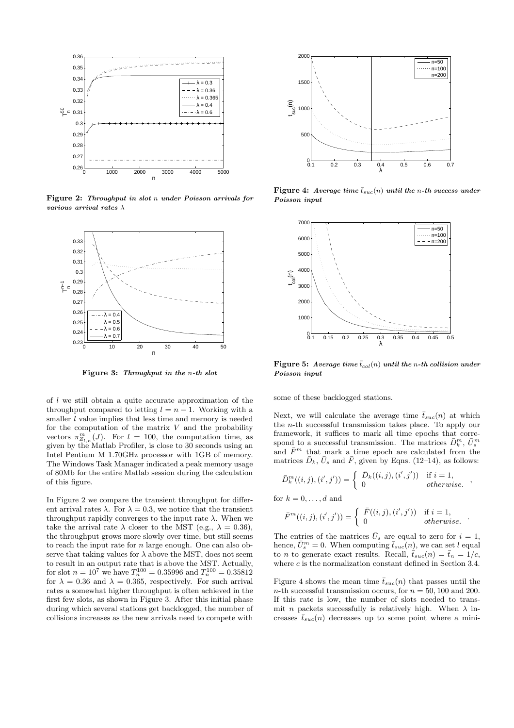**Figure 2: *Throughput in slot $n$ under Poisson arrivals for various arrival rates $\lambda$***

**Figure 3: *Throughput in the $n$-th slot***

of $l$ we still obtain a quite accurate approximation of the throughput compared to letting $l = n-1$. Working with a smaller $l$ value implies that less time and memory is needed for the computation of the matrix $V$ and the probability vectors $\pi^m_{Z_{l,n}}(J)$. For $l = 100$, the computation time, as given by the Matlab Profiler, is close to 30 seconds using an Intel Pentium M 1.70GHz processor with 1GB of memory. The Windows Task Manager indicated a peak memory usage of 80Mb for the entire Matlab session during the calculation of this figure.

In Figure 2 we compare the transient throughput for different arrival rates $\lambda$. For $\lambda = 0.3$, we notice that the transient throughput rapidly converges to the input rate $\lambda$. When we take the arrival rate $\lambda$ closer to the MST (e.g., $\lambda = 0.36$), the throughput grows more slowly over time, but still seems to reach the input rate for $n$ large enough. One can also observe that taking values for $\lambda$ above the MST, does not seem to result in an output rate that is above the MST. Actually, for slot $n = 10^7$ we have $T^{100}_n = 0.35996$ and $T^{100}_n = 0.35812$ for $\lambda = 0.36$ and $\lambda = 0.365$, respectively. For such arrival rates a somewhat higher throughput is often achieved in the first few slots, as shown in Figure 3. After this initial phase during which several stations get backlogged, the number of collisions increases as the new arrivals need to compete with some of these backlogged stations.

**Figure 4: *Average time $\bar{t}_{suc}(n)$ until the $n$-th success under Poisson input***

**Figure 5: *Average time $\bar{t}_{col}(n)$ until the $n$-th collision under Poisson input***

Next, we will calculate the average time $\bar{t}_{suc}(n)$ at which the $n$-th successful transmission takes place. To apply our framework, it suffices to mark all time epochs that correspond to a successful transmission. The matrices $\bar{D}^m_k$, $\bar{U}^m_s$ and $\bar{F}^m$ that mark a time epoch are calculated from the matrices $\bar{D}_k$, $\bar{U}_s$ and $\bar{F}$, given by Eqns. (12–14), as follows:

$$\bar{D}^m_k((i,j),(i',j')) = \begin{cases} \bar{D}_k((i,j),(i',j')) & \text{if } i = 1, \\ 0 & \textit{otherwise}. \end{cases},$$

for $k = 0, \ldots, d$ and

$$\bar{F}^m((i,j),(i',j')) = \begin{cases} \bar{F}((i,j),(i',j')) & \text{if } i = 1, \\ 0 & \textit{otherwise}. \end{cases}.$$

The entries of the matrices $\bar{U}_s$ are equal to zero for $i = 1$, hence, $\bar{U}^m_s = 0$. When computing $\bar{t}_{suc}(n)$, we can set $l$ equal to $n$ to generate exact results. Recall, $\bar{t}_{suc}(n) = \bar{t}_n = 1/c$, where $c$ is the normalization constant defined in Section 3.4.

Figure 4 shows the mean time $\bar{t}_{suc}(n)$ that passes until the $n$-th successful transmission occurs, for $n = 50, 100$ and $200$. If this rate is low, the number of slots needed to transmit $n$ packets successfully is relatively high. When $\lambda$ increases $\bar{t}_{suc}(n)$ decreases up to some point where a mini-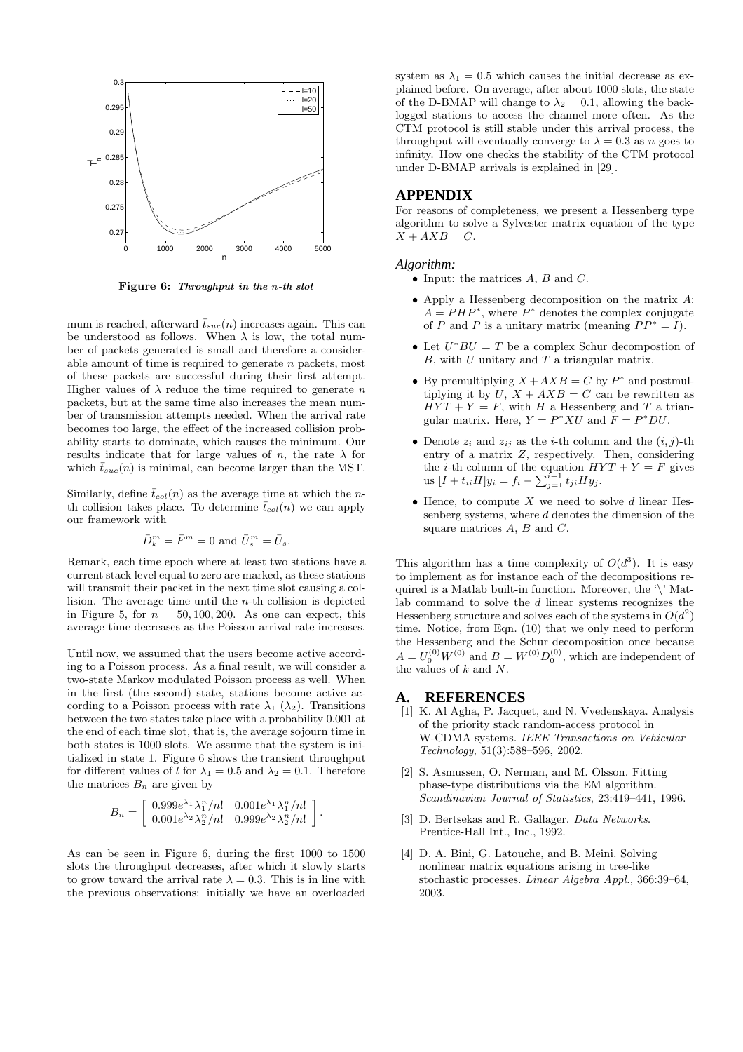**Figure 6: *Throughput in the $n$-th slot***

mum is reached, afterward $\bar{t}_{suc}(n)$ increases again. This can be understood as follows. When $\lambda$ is low, the total number of packets generated is small and therefore a considerable amount of time is required to generate $n$ packets, most of these packets are successful during their first attempt. Higher values of $\lambda$ reduce the time required to generate $n$ packets, but at the same time also increases the mean number of transmission attempts needed. When the arrival rate becomes too large, the effect of the increased collision probability starts to dominate, which causes the minimum. Our results indicate that for large values of $n$, the rate $\lambda$ for which $\bar{t}_{suc}(n)$ is minimal, can become larger than the MST.

Similarly, define $\bar{t}_{col}(n)$ as the average time at which the $n$-th collision takes place. To determine $\bar{t}_{col}(n)$ we can apply our framework with

$$\bar{D}_k^m = \bar{F}^m = 0 \text{ and } \bar{U}_s^m = \bar{U}_s.$$

Remark, each time epoch where at least two stations have a current stack level equal to zero are marked, as these stations will transmit their packet in the next time slot causing a collision. The average time until the $n$-th collision is depicted in Figure 5, for $n = 50, 100, 200$. As one can expect, this average time decreases as the Poisson arrival rate increases.

Until now, we assumed that the users become active according to a Poisson process. As a final result, we will consider a two-state Markov modulated Poisson process as well. When in the first (the second) state, stations become active according to a Poisson process with rate $\lambda_1$ ($\lambda_2$). Transitions between the two states take place with a probability 0.001 at the end of each time slot, that is, the average sojourn time in both states is 1000 slots. We assume that the system is initialized in state 1. Figure 6 shows the transient throughput for different values of $l$ for $\lambda_1 = 0.5$ and $\lambda_2 = 0.1$. Therefore the matrices $B_n$ are given by

$$B_n = \begin{bmatrix} 0.999e^{\lambda_1}\lambda_1^n/n! & 0.001e^{\lambda_1}\lambda_1^n/n! \\ 0.001e^{\lambda_2}\lambda_2^n/n! & 0.999e^{\lambda_2}\lambda_2^n/n! \end{bmatrix}.$$

As can be seen in Figure 6, during the first 1000 to 1500 slots the throughput decreases, after which it slowly starts to grow toward the arrival rate $\lambda = 0.3$. This is in line with the previous observations: initially we have an overloaded system as $\lambda_1 = 0.5$ which causes the initial decrease as explained before. On average, after about 1000 slots, the state of the D-BMAP will change to $\lambda_2 = 0.1$, allowing the backlogged stations to access the channel more often. As the CTM protocol is still stable under this arrival process, the throughput will eventually converge to $\lambda = 0.3$ as $n$ goes to infinity. How one checks the stability of the CTM protocol under D-BMAP arrivals is explained in [29].

## APPENDIX

For reasons of completeness, we present a Hessenberg type algorithm to solve a Sylvester matrix equation of the type $X + AXB = C$.

### *Algorithm:*

- Input: the matrices $A$, $B$ and $C$.
- Apply a Hessenberg decomposition on the matrix $A$: $A = PHP^*$, where $P^*$ denotes the complex conjugate of $P$ and $P$ is a unitary matrix (meaning $PP^* = I$).
- Let $U^*BU = T$ be a complex Schur decompostion of $B$, with $U$ unitary and $T$ a triangular matrix.
- By premultiplying $X + AXB = C$ by $P^*$ and postmultiplying it by $U$, $X + AXB = C$ can be rewritten as $HYT + Y = F$, with $H$ a Hessenberg and $T$ a triangular matrix. Here, $Y = P^*XU$ and $F = P^*DU$.
- Denote $z_i$ and $z_{ij}$ as the $i$-th column and the $(i, j)$-th entry of a matrix $Z$, respectively. Then, considering the $i$-th column of the equation $HYT + Y = F$ gives us $[I + t_{ii}H]y_i = f_i - \sum_{j=1}^{i-1} t_{ji}Hy_j$.
- Hence, to compute $X$ we need to solve $d$ linear Hessenberg systems, where $d$ denotes the dimension of the square matrices $A$, $B$ and $C$.

This algorithm has a time complexity of $O(d^3)$. It is easy to implement as for instance each of the decompositions required is a Matlab built-in function. Moreover, the '\' Matlab command to solve the $d$ linear systems recognizes the Hessenberg structure and solves each of the systems in $O(d^2)$ time. Notice, from Eqn. (10) that we only need to perform the Hessenberg and the Schur decomposition once because $A = U_0^{(0)}W^{(0)}$ and $B = W^{(0)}D_0^{(0)}$, which are independent of the values of $k$ and $N$.

## A. REFERENCES

[1] K. Al Agha, P. Jacquet, and N. Vvedenskaya. Analysis of the priority stack random-access protocol in W-CDMA systems. *IEEE Transactions on Vehicular Technology*, 51(3):588–596, 2002.

[2] S. Asmussen, O. Nerman, and M. Olsson. Fitting phase-type distributions via the EM algorithm. *Scandinavian Journal of Statistics*, 23:419–441, 1996.

[3] D. Bertsekas and R. Gallager. *Data Networks*. Prentice-Hall Int., Inc., 1992.

[4] D. A. Bini, G. Latouche, and B. Meini. Solving nonlinear matrix equations arising in tree-like stochastic processes. *Linear Algebra Appl.*, 366:39–64, 2003.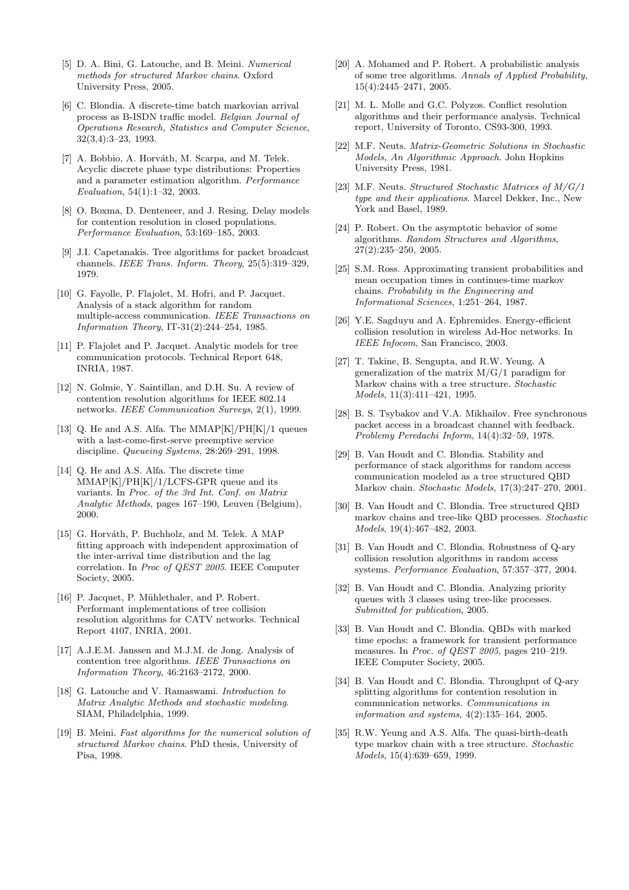[5] D. A. Bini, G. Latouche, and B. Meini. *Numerical methods for structured Markov chains*. Oxford University Press, 2005.

[6] C. Blondia. A discrete-time batch markovian arrival process as B-ISDN traffic model. *Belgian Journal of Operations Research, Statistics and Computer Science*, 32(3,4):3–23, 1993.

[7] A. Bobbio, A. Horváth, M. Scarpa, and M. Telek. Acyclic discrete phase type distributions: Properties and a parameter estimation algorithm. *Performance Evaluation*, 54(1):1–32, 2003.

[8] O. Boxma, D. Denteneer, and J. Resing. Delay models for contention resolution in closed populations. *Performance Evaluation*, 53:169–185, 2003.

[9] J.I. Capetanakis. Tree algorithms for packet broadcast channels. *IEEE Trans. Inform. Theory*, 25(5):319–329, 1979.

[10] G. Fayolle, P. Flajolet, M. Hofri, and P. Jacquet. Analysis of a stack algorithm for random multiple-access communication. *IEEE Transactions on Information Theory*, IT-31(2):244–254, 1985.

[11] P. Flajolet and P. Jacquet. Analytic models for tree communication protocols. Technical Report 648, INRIA, 1987.

[12] N. Golmie, Y. Saintillan, and D.H. Su. A review of contention resolution algorithms for IEEE 802.14 networks. *IEEE Communication Surveys*, 2(1), 1999.

[13] Q. He and A.S. Alfa. The MMAP[K]/PH[K]/1 queues with a last-come-first-serve preemptive service discipline. *Queueing Systems*, 28:269–291, 1998.

[14] Q. He and A.S. Alfa. The discrete time MMAP[K]/PH[K]/1/LCFS-GPR queue and its variants. In *Proc. of the 3rd Int. Conf. on Matrix Analytic Methods*, pages 167–190, Leuven (Belgium), 2000.

[15] G. Horváth, P. Buchholz, and M. Telek. A MAP fitting approach with independent approximation of the inter-arrival time distribution and the lag correlation. In *Proc of QEST 2005*. IEEE Computer Society, 2005.

[16] P. Jacquet, P. Mühlethaler, and P. Robert. Performant implementations of tree collision resolution algorithms for CATV networks. Technical Report 4107, INRIA, 2001.

[17] A.J.E.M. Janssen and M.J.M. de Jong. Analysis of contention tree algorithms. *IEEE Transactions on Information Theory*, 46:2163–2172, 2000.

[18] G. Latouche and V. Ramaswami. *Introduction to Matrix Analytic Methods and stochastic modeling*. SIAM, Philadelphia, 1999.

[19] B. Meini. *Fast algorithms for the numerical solution of structured Markov chains*. PhD thesis, University of Pisa, 1998.

[20] A. Mohamed and P. Robert. A probabilistic analysis of some tree algorithms. *Annals of Applied Probability*, 15(4):2445–2471, 2005.

[21] M. L. Molle and G.C. Polyzos. Conflict resolution algorithms and their performance analysis. Technical report, University of Toronto, CS93-300, 1993.

[22] M.F. Neuts. *Matrix-Geometric Solutions in Stochastic Models, An Algorithmic Approach*. John Hopkins University Press, 1981.

[23] M.F. Neuts. *Structured Stochastic Matrices of M/G/1 type and their applications*. Marcel Dekker, Inc., New York and Basel, 1989.

[24] P. Robert. On the asymptotic behavior of some algorithms. *Random Structures and Algorithms*, 27(2):235–250, 2005.

[25] S.M. Ross. Approximating transient probabilities and mean occupation times in continues-time markov chains. *Probability in the Engineering and Informational Sciences*, 1:251–264, 1987.

[26] Y.E. Sagduyu and A. Ephremides. Energy-efficient collision resolution in wireless Ad-Hoc networks. In *IEEE Infocom*, San Francisco, 2003.

[27] T. Takine, B. Sengupta, and R.W. Yeung. A generalization of the matrix M/G/1 paradigm for Markov chains with a tree structure. *Stochastic Models*, 11(3):411–421, 1995.

[28] B. S. Tsybakov and V.A. Mikhailov. Free synchronous packet access in a broadcast channel with feedback. *Problemy Peredachi Inform*, 14(4):32–59, 1978.

[29] B. Van Houdt and C. Blondia. Stability and performance of stack algorithms for random access communication modeled as a tree structured QBD Markov chain. *Stochastic Models*, 17(3):247–270, 2001.

[30] B. Van Houdt and C. Blondia. Tree structured QBD markov chains and tree-like QBD processes. *Stochastic Models*, 19(4):467–482, 2003.

[31] B. Van Houdt and C. Blondia. Robustness of Q-ary collision resolution algorithms in random access systems. *Performance Evaluation*, 57:357–377, 2004.

[32] B. Van Houdt and C. Blondia. Analyzing priority queues with 3 classes using tree-like processes. *Submitted for publication*, 2005.

[33] B. Van Houdt and C. Blondia. QBDs with marked time epochs: a framework for transient performance measures. In *Proc. of QEST 2005*, pages 210–219. IEEE Computer Society, 2005.

[34] B. Van Houdt and C. Blondia. Throughput of Q-ary splitting algorithms for contention resolution in communication networks. *Communications in information and systems*, 4(2):135–164, 2005.

[35] R.W. Yeung and A.S. Alfa. The quasi-birth-death type markov chain with a tree structure. *Stochastic Models*, 15(4):639–659, 1999.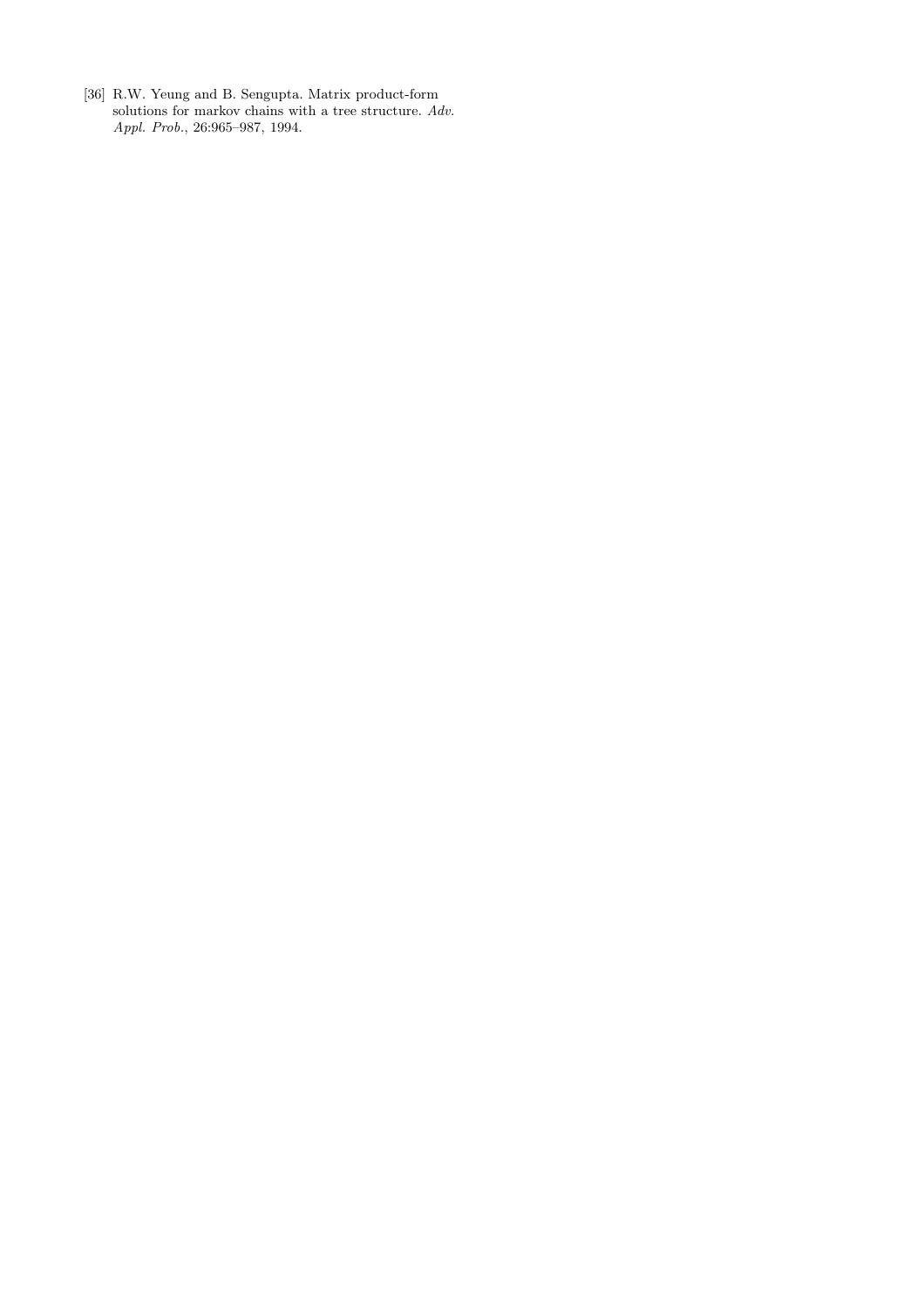[36] R.W. Yeung and B. Sengupta. Matrix product-form solutions for markov chains with a tree structure. *Adv. Appl. Prob.*, 26:965–987, 1994.